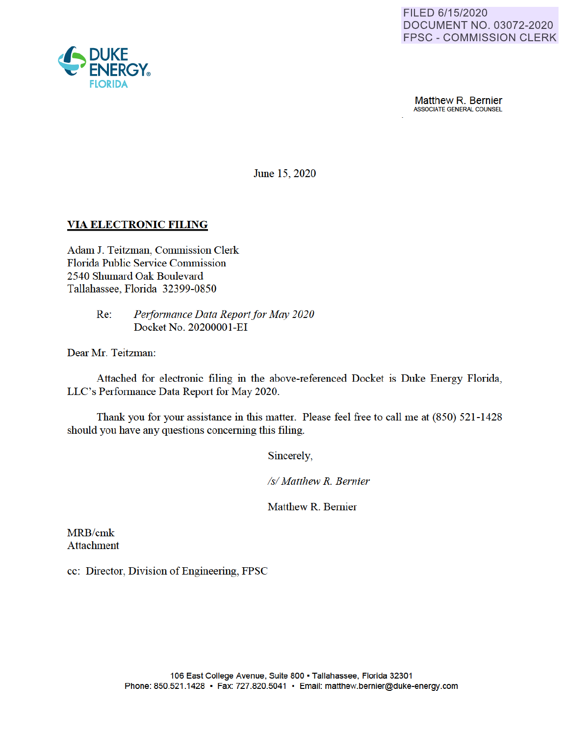FILED 6/15/2020
DOCUMENT NO. 03072-2020
FPSC - COMMISSION CLERK

DUKE ENERGY
FLORIDA

Matthew R. Bernier
ASSOCIATE GENERAL COUNSEL

June 15, 2020

**VIA ELECTRONIC FILING**

Adam J. Teitzman, Commission Clerk
Florida Public Service Commission
2540 Shumard Oak Boulevard
Tallahassee, Florida 32399-0850

Re: *Performance Data Report for May 2020*
Docket No. 20200001-EI

Dear Mr. Teitzman:

Attached for electronic filing in the above-referenced Docket is Duke Energy Florida, LLC's Performance Data Report for May 2020.

Thank you for your assistance in this matter. Please feel free to call me at (850) 521-1428 should you have any questions concerning this filing.

Sincerely,

*/s/ Matthew R. Bernier*

Matthew R. Bernier

MRB/cmk
Attachment

cc: Director, Division of Engineering, FPSC

106 East College Avenue, Suite 800 ▪ Tallahassee, Florida 32301
Phone: 850.521.1428 ▪ Fax: 727.820.5041 ▪ Email: matthew.bernier@duke-energy.com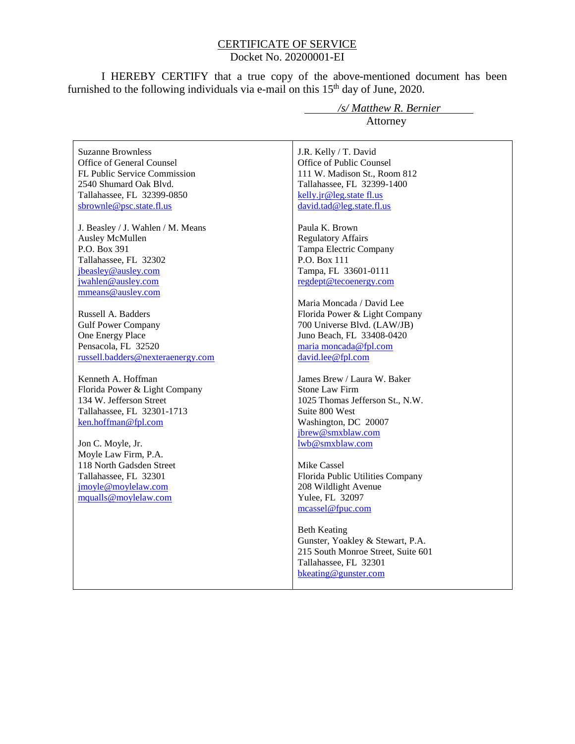<u>CERTIFICATE OF SERVICE</u>

Docket No. 20200001-EI

I HEREBY CERTIFY that a true copy of the above-mentioned document has been furnished to the following individuals via e-mail on this 15th day of June, 2020.

*/s/ Matthew R. Bernier*
Attorney

| | |
|---|---|
| Suzanne Brownless<br>Office of General Counsel<br>FL Public Service Commission<br>2540 Shumard Oak Blvd.<br>Tallahassee, FL 32399-0850<br>sbrownle@psc.state.fl.us | J.R. Kelly / T. David<br>Office of Public Counsel<br>111 W. Madison St., Room 812<br>Tallahassee, FL 32399-1400<br>kelly.jr@leg.state fl.us<br>david.tad@leg.state.fl.us |
| J. Beasley / J. Wahlen / M. Means<br>Ausley McMullen<br>P.O. Box 391<br>Tallahassee, FL 32302<br>jbeasley@ausley.com<br>jwahlen@ausley.com<br>mmeans@ausley.com | Paula K. Brown<br>Regulatory Affairs<br>Tampa Electric Company<br>P.O. Box 111<br>Tampa, FL 33601-0111<br>regdept@tecoenergy.com |
| Russell A. Badders<br>Gulf Power Company<br>One Energy Place<br>Pensacola, FL 32520<br>russell.badders@nexteraenergy.com | Maria Moncada / David Lee<br>Florida Power & Light Company<br>700 Universe Blvd. (LAW/JB)<br>Juno Beach, FL 33408-0420<br>maria moncada@fpl.com<br>david.lee@fpl.com |
| Kenneth A. Hoffman<br>Florida Power & Light Company<br>134 W. Jefferson Street<br>Tallahassee, FL 32301-1713<br>ken.hoffman@fpl.com | James Brew / Laura W. Baker<br>Stone Law Firm<br>1025 Thomas Jefferson St., N.W.<br>Suite 800 West<br>Washington, DC 20007<br>jbrew@smxblaw.com<br>lwb@smxblaw.com |
| Jon C. Moyle, Jr.<br>Moyle Law Firm, P.A.<br>118 North Gadsden Street<br>Tallahassee, FL 32301<br>jmoyle@moylelaw.com<br>mqualls@moylelaw.com | Mike Cassel<br>Florida Public Utilities Company<br>208 Wildlight Avenue<br>Yulee, FL 32097<br>mcassel@fpuc.com |
| | Beth Keating<br>Gunster, Yoakley & Stewart, P.A.<br>215 South Monroe Street, Suite 601<br>Tallahassee, FL 32301<br>bkeating@gunster.com |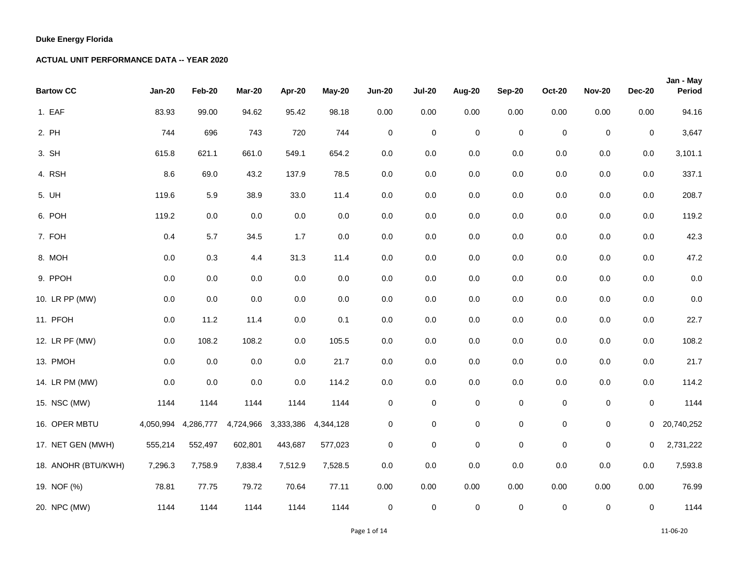**Duke Energy Florida**

**ACTUAL UNIT PERFORMANCE DATA -- YEAR 2020**

| **Bartow CC** | **Jan-20** | **Feb-20** | **Mar-20** | **Apr-20** | **May-20** | **Jun-20** | **Jul-20** | **Aug-20** | **Sep-20** | **Oct-20** | **Nov-20** | **Dec-20** | **Jan - May Period** |
|---|---|---|---|---|---|---|---|---|---|---|---|---|---|
| 1. EAF | 83.93 | 99.00 | 94.62 | 95.42 | 98.18 | 0.00 | 0.00 | 0.00 | 0.00 | 0.00 | 0.00 | 0.00 | 94.16 |
| 2. PH | 744 | 696 | 743 | 720 | 744 | 0 | 0 | 0 | 0 | 0 | 0 | 0 | 3,647 |
| 3. SH | 615.8 | 621.1 | 661.0 | 549.1 | 654.2 | 0.0 | 0.0 | 0.0 | 0.0 | 0.0 | 0.0 | 0.0 | 3,101.1 |
| 4. RSH | 8.6 | 69.0 | 43.2 | 137.9 | 78.5 | 0.0 | 0.0 | 0.0 | 0.0 | 0.0 | 0.0 | 0.0 | 337.1 |
| 5. UH | 119.6 | 5.9 | 38.9 | 33.0 | 11.4 | 0.0 | 0.0 | 0.0 | 0.0 | 0.0 | 0.0 | 0.0 | 208.7 |
| 6. POH | 119.2 | 0.0 | 0.0 | 0.0 | 0.0 | 0.0 | 0.0 | 0.0 | 0.0 | 0.0 | 0.0 | 0.0 | 119.2 |
| 7. FOH | 0.4 | 5.7 | 34.5 | 1.7 | 0.0 | 0.0 | 0.0 | 0.0 | 0.0 | 0.0 | 0.0 | 0.0 | 42.3 |
| 8. MOH | 0.0 | 0.3 | 4.4 | 31.3 | 11.4 | 0.0 | 0.0 | 0.0 | 0.0 | 0.0 | 0.0 | 0.0 | 47.2 |
| 9. PPOH | 0.0 | 0.0 | 0.0 | 0.0 | 0.0 | 0.0 | 0.0 | 0.0 | 0.0 | 0.0 | 0.0 | 0.0 | 0.0 |
| 10. LR PP (MW) | 0.0 | 0.0 | 0.0 | 0.0 | 0.0 | 0.0 | 0.0 | 0.0 | 0.0 | 0.0 | 0.0 | 0.0 | 0.0 |
| 11. PFOH | 0.0 | 11.2 | 11.4 | 0.0 | 0.1 | 0.0 | 0.0 | 0.0 | 0.0 | 0.0 | 0.0 | 0.0 | 22.7 |
| 12. LR PF (MW) | 0.0 | 108.2 | 108.2 | 0.0 | 105.5 | 0.0 | 0.0 | 0.0 | 0.0 | 0.0 | 0.0 | 0.0 | 108.2 |
| 13. PMOH | 0.0 | 0.0 | 0.0 | 0.0 | 21.7 | 0.0 | 0.0 | 0.0 | 0.0 | 0.0 | 0.0 | 0.0 | 21.7 |
| 14. LR PM (MW) | 0.0 | 0.0 | 0.0 | 0.0 | 114.2 | 0.0 | 0.0 | 0.0 | 0.0 | 0.0 | 0.0 | 0.0 | 114.2 |
| 15. NSC (MW) | 1144 | 1144 | 1144 | 1144 | 1144 | 0 | 0 | 0 | 0 | 0 | 0 | 0 | 1144 |
| 16. OPER MBTU | 4,050,994 | 4,286,777 | 4,724,966 | 3,333,386 | 4,344,128 | 0 | 0 | 0 | 0 | 0 | 0 | 0 | 20,740,252 |
| 17. NET GEN (MWH) | 555,214 | 552,497 | 602,801 | 443,687 | 577,023 | 0 | 0 | 0 | 0 | 0 | 0 | 0 | 2,731,222 |
| 18. ANOHR (BTU/KWH) | 7,296.3 | 7,758.9 | 7,838.4 | 7,512.9 | 7,528.5 | 0.0 | 0.0 | 0.0 | 0.0 | 0.0 | 0.0 | 0.0 | 7,593.8 |
| 19. NOF (%) | 78.81 | 77.75 | 79.72 | 70.64 | 77.11 | 0.00 | 0.00 | 0.00 | 0.00 | 0.00 | 0.00 | 0.00 | 76.99 |
| 20. NPC (MW) | 1144 | 1144 | 1144 | 1144 | 1144 | 0 | 0 | 0 | 0 | 0 | 0 | 0 | 1144 |

11-06-20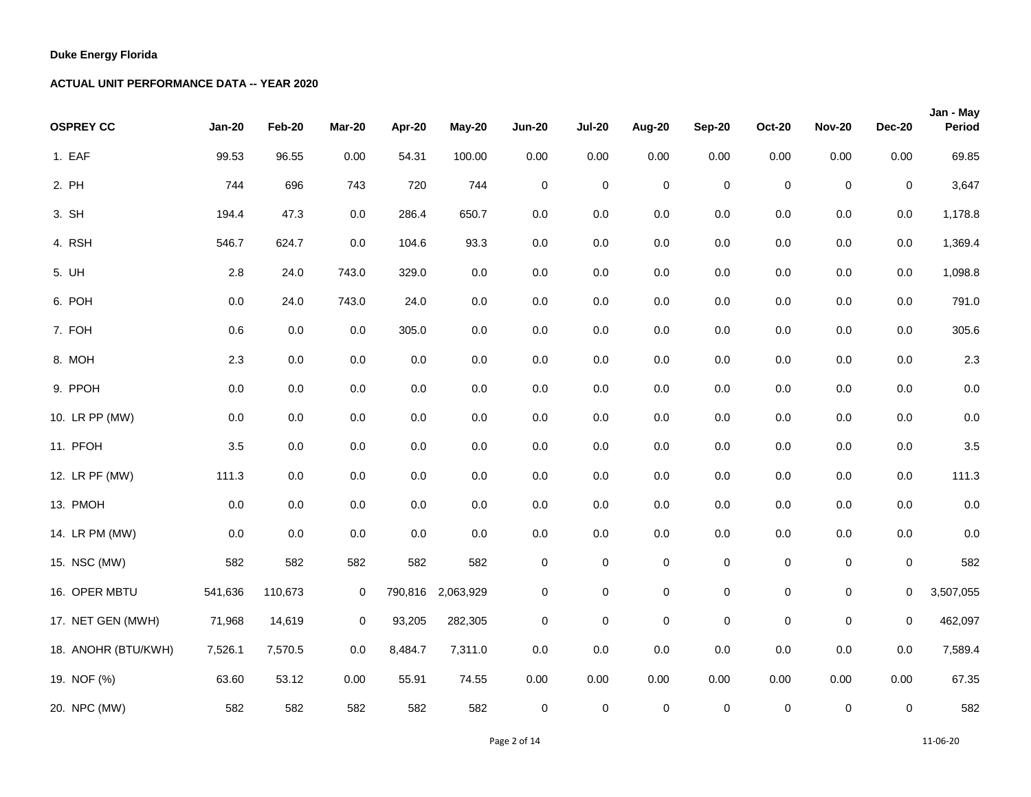**Duke Energy Florida**

**ACTUAL UNIT PERFORMANCE DATA -- YEAR 2020**

| OSPREY CC | Jan-20 | Feb-20 | Mar-20 | Apr-20 | May-20 | Jun-20 | Jul-20 | Aug-20 | Sep-20 | Oct-20 | Nov-20 | Dec-20 | Jan - May Period |
|---|---|---|---|---|---|---|---|---|---|---|---|---|---|
| 1. EAF | 99.53 | 96.55 | 0.00 | 54.31 | 100.00 | 0.00 | 0.00 | 0.00 | 0.00 | 0.00 | 0.00 | 0.00 | 69.85 |
| 2. PH | 744 | 696 | 743 | 720 | 744 | 0 | 0 | 0 | 0 | 0 | 0 | 0 | 3,647 |
| 3. SH | 194.4 | 47.3 | 0.0 | 286.4 | 650.7 | 0.0 | 0.0 | 0.0 | 0.0 | 0.0 | 0.0 | 0.0 | 1,178.8 |
| 4. RSH | 546.7 | 624.7 | 0.0 | 104.6 | 93.3 | 0.0 | 0.0 | 0.0 | 0.0 | 0.0 | 0.0 | 0.0 | 1,369.4 |
| 5. UH | 2.8 | 24.0 | 743.0 | 329.0 | 0.0 | 0.0 | 0.0 | 0.0 | 0.0 | 0.0 | 0.0 | 0.0 | 1,098.8 |
| 6. POH | 0.0 | 24.0 | 743.0 | 24.0 | 0.0 | 0.0 | 0.0 | 0.0 | 0.0 | 0.0 | 0.0 | 0.0 | 791.0 |
| 7. FOH | 0.6 | 0.0 | 0.0 | 305.0 | 0.0 | 0.0 | 0.0 | 0.0 | 0.0 | 0.0 | 0.0 | 0.0 | 305.6 |
| 8. MOH | 2.3 | 0.0 | 0.0 | 0.0 | 0.0 | 0.0 | 0.0 | 0.0 | 0.0 | 0.0 | 0.0 | 0.0 | 2.3 |
| 9. PPOH | 0.0 | 0.0 | 0.0 | 0.0 | 0.0 | 0.0 | 0.0 | 0.0 | 0.0 | 0.0 | 0.0 | 0.0 | 0.0 |
| 10. LR PP (MW) | 0.0 | 0.0 | 0.0 | 0.0 | 0.0 | 0.0 | 0.0 | 0.0 | 0.0 | 0.0 | 0.0 | 0.0 | 0.0 |
| 11. PFOH | 3.5 | 0.0 | 0.0 | 0.0 | 0.0 | 0.0 | 0.0 | 0.0 | 0.0 | 0.0 | 0.0 | 0.0 | 3.5 |
| 12. LR PF (MW) | 111.3 | 0.0 | 0.0 | 0.0 | 0.0 | 0.0 | 0.0 | 0.0 | 0.0 | 0.0 | 0.0 | 0.0 | 111.3 |
| 13. PMOH | 0.0 | 0.0 | 0.0 | 0.0 | 0.0 | 0.0 | 0.0 | 0.0 | 0.0 | 0.0 | 0.0 | 0.0 | 0.0 |
| 14. LR PM (MW) | 0.0 | 0.0 | 0.0 | 0.0 | 0.0 | 0.0 | 0.0 | 0.0 | 0.0 | 0.0 | 0.0 | 0.0 | 0.0 |
| 15. NSC (MW) | 582 | 582 | 582 | 582 | 582 | 0 | 0 | 0 | 0 | 0 | 0 | 0 | 582 |
| 16. OPER MBTU | 541,636 | 110,673 | 0 | 790,816 | 2,063,929 | 0 | 0 | 0 | 0 | 0 | 0 | 0 | 3,507,055 |
| 17. NET GEN (MWH) | 71,968 | 14,619 | 0 | 93,205 | 282,305 | 0 | 0 | 0 | 0 | 0 | 0 | 0 | 462,097 |
| 18. ANOHR (BTU/KWH) | 7,526.1 | 7,570.5 | 0.0 | 8,484.7 | 7,311.0 | 0.0 | 0.0 | 0.0 | 0.0 | 0.0 | 0.0 | 0.0 | 7,589.4 |
| 19. NOF (%) | 63.60 | 53.12 | 0.00 | 55.91 | 74.55 | 0.00 | 0.00 | 0.00 | 0.00 | 0.00 | 0.00 | 0.00 | 67.35 |
| 20. NPC (MW) | 582 | 582 | 582 | 582 | 582 | 0 | 0 | 0 | 0 | 0 | 0 | 0 | 582 |

11-06-20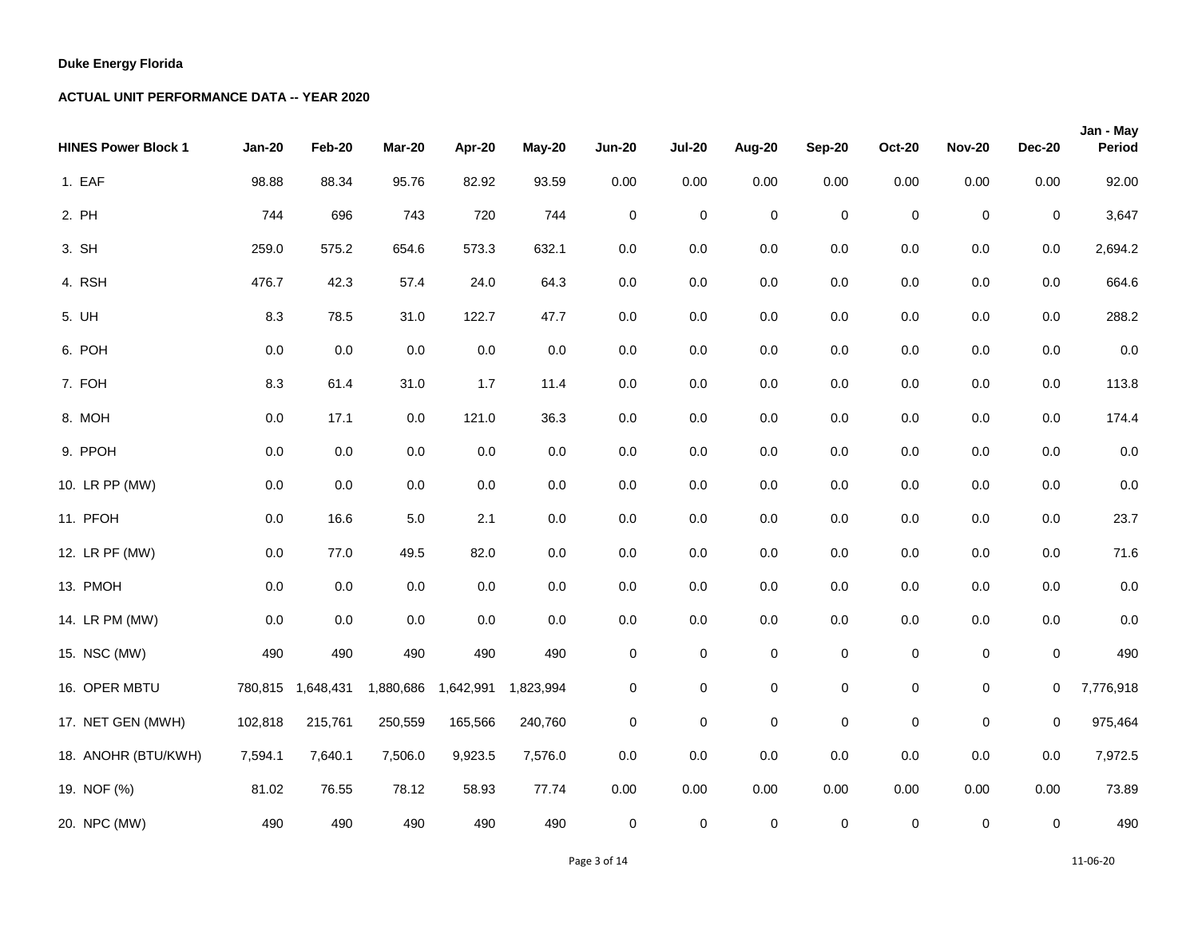**Duke Energy Florida**

**ACTUAL UNIT PERFORMANCE DATA -- YEAR 2020**

| HINES Power Block 1 | Jan-20 | Feb-20 | Mar-20 | Apr-20 | May-20 | Jun-20 | Jul-20 | Aug-20 | Sep-20 | Oct-20 | Nov-20 | Dec-20 | Jan - May Period |
|---|---|---|---|---|---|---|---|---|---|---|---|---|---|
| 1. EAF | 98.88 | 88.34 | 95.76 | 82.92 | 93.59 | 0.00 | 0.00 | 0.00 | 0.00 | 0.00 | 0.00 | 0.00 | 92.00 |
| 2. PH | 744 | 696 | 743 | 720 | 744 | 0 | 0 | 0 | 0 | 0 | 0 | 0 | 3,647 |
| 3. SH | 259.0 | 575.2 | 654.6 | 573.3 | 632.1 | 0.0 | 0.0 | 0.0 | 0.0 | 0.0 | 0.0 | 0.0 | 2,694.2 |
| 4. RSH | 476.7 | 42.3 | 57.4 | 24.0 | 64.3 | 0.0 | 0.0 | 0.0 | 0.0 | 0.0 | 0.0 | 0.0 | 664.6 |
| 5. UH | 8.3 | 78.5 | 31.0 | 122.7 | 47.7 | 0.0 | 0.0 | 0.0 | 0.0 | 0.0 | 0.0 | 0.0 | 288.2 |
| 6. POH | 0.0 | 0.0 | 0.0 | 0.0 | 0.0 | 0.0 | 0.0 | 0.0 | 0.0 | 0.0 | 0.0 | 0.0 | 0.0 |
| 7. FOH | 8.3 | 61.4 | 31.0 | 1.7 | 11.4 | 0.0 | 0.0 | 0.0 | 0.0 | 0.0 | 0.0 | 0.0 | 113.8 |
| 8. MOH | 0.0 | 17.1 | 0.0 | 121.0 | 36.3 | 0.0 | 0.0 | 0.0 | 0.0 | 0.0 | 0.0 | 0.0 | 174.4 |
| 9. PPOH | 0.0 | 0.0 | 0.0 | 0.0 | 0.0 | 0.0 | 0.0 | 0.0 | 0.0 | 0.0 | 0.0 | 0.0 | 0.0 |
| 10. LR PP (MW) | 0.0 | 0.0 | 0.0 | 0.0 | 0.0 | 0.0 | 0.0 | 0.0 | 0.0 | 0.0 | 0.0 | 0.0 | 0.0 |
| 11. PFOH | 0.0 | 16.6 | 5.0 | 2.1 | 0.0 | 0.0 | 0.0 | 0.0 | 0.0 | 0.0 | 0.0 | 0.0 | 23.7 |
| 12. LR PF (MW) | 0.0 | 77.0 | 49.5 | 82.0 | 0.0 | 0.0 | 0.0 | 0.0 | 0.0 | 0.0 | 0.0 | 0.0 | 71.6 |
| 13. PMOH | 0.0 | 0.0 | 0.0 | 0.0 | 0.0 | 0.0 | 0.0 | 0.0 | 0.0 | 0.0 | 0.0 | 0.0 | 0.0 |
| 14. LR PM (MW) | 0.0 | 0.0 | 0.0 | 0.0 | 0.0 | 0.0 | 0.0 | 0.0 | 0.0 | 0.0 | 0.0 | 0.0 | 0.0 |
| 15. NSC (MW) | 490 | 490 | 490 | 490 | 490 | 0 | 0 | 0 | 0 | 0 | 0 | 0 | 490 |
| 16. OPER MBTU | 780,815 | 1,648,431 | 1,880,686 | 1,642,991 | 1,823,994 | 0 | 0 | 0 | 0 | 0 | 0 | 0 | 7,776,918 |
| 17. NET GEN (MWH) | 102,818 | 215,761 | 250,559 | 165,566 | 240,760 | 0 | 0 | 0 | 0 | 0 | 0 | 0 | 975,464 |
| 18. ANOHR (BTU/KWH) | 7,594.1 | 7,640.1 | 7,506.0 | 9,923.5 | 7,576.0 | 0.0 | 0.0 | 0.0 | 0.0 | 0.0 | 0.0 | 0.0 | 7,972.5 |
| 19. NOF (%) | 81.02 | 76.55 | 78.12 | 58.93 | 77.74 | 0.00 | 0.00 | 0.00 | 0.00 | 0.00 | 0.00 | 0.00 | 73.89 |
| 20. NPC (MW) | 490 | 490 | 490 | 490 | 490 | 0 | 0 | 0 | 0 | 0 | 0 | 0 | 490 |

11-06-20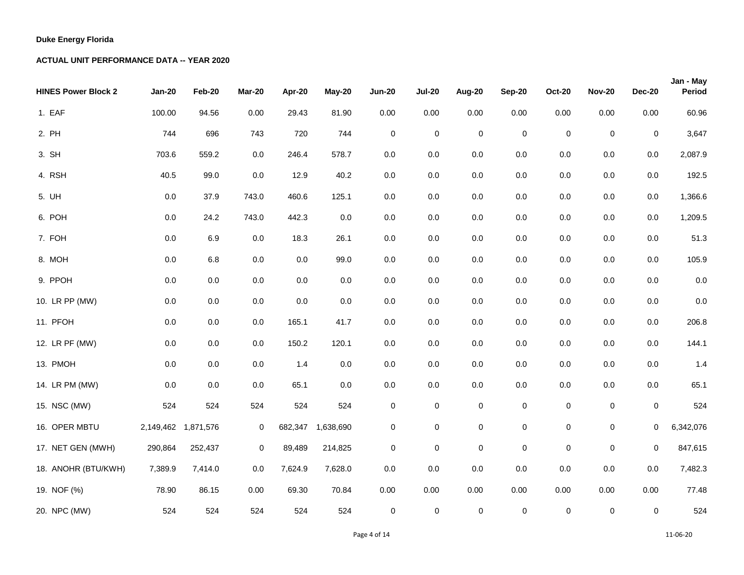**Duke Energy Florida**

**ACTUAL UNIT PERFORMANCE DATA -- YEAR 2020**

| HINES Power Block 2 | Jan-20 | Feb-20 | Mar-20 | Apr-20 | May-20 | Jun-20 | Jul-20 | Aug-20 | Sep-20 | Oct-20 | Nov-20 | Dec-20 | Jan - May Period |
|---|---|---|---|---|---|---|---|---|---|---|---|---|---|
| 1. EAF | 100.00 | 94.56 | 0.00 | 29.43 | 81.90 | 0.00 | 0.00 | 0.00 | 0.00 | 0.00 | 0.00 | 0.00 | 60.96 |
| 2. PH | 744 | 696 | 743 | 720 | 744 | 0 | 0 | 0 | 0 | 0 | 0 | 0 | 3,647 |
| 3. SH | 703.6 | 559.2 | 0.0 | 246.4 | 578.7 | 0.0 | 0.0 | 0.0 | 0.0 | 0.0 | 0.0 | 0.0 | 2,087.9 |
| 4. RSH | 40.5 | 99.0 | 0.0 | 12.9 | 40.2 | 0.0 | 0.0 | 0.0 | 0.0 | 0.0 | 0.0 | 0.0 | 192.5 |
| 5. UH | 0.0 | 37.9 | 743.0 | 460.6 | 125.1 | 0.0 | 0.0 | 0.0 | 0.0 | 0.0 | 0.0 | 0.0 | 1,366.6 |
| 6. POH | 0.0 | 24.2 | 743.0 | 442.3 | 0.0 | 0.0 | 0.0 | 0.0 | 0.0 | 0.0 | 0.0 | 0.0 | 1,209.5 |
| 7. FOH | 0.0 | 6.9 | 0.0 | 18.3 | 26.1 | 0.0 | 0.0 | 0.0 | 0.0 | 0.0 | 0.0 | 0.0 | 51.3 |
| 8. MOH | 0.0 | 6.8 | 0.0 | 0.0 | 99.0 | 0.0 | 0.0 | 0.0 | 0.0 | 0.0 | 0.0 | 0.0 | 105.9 |
| 9. PPOH | 0.0 | 0.0 | 0.0 | 0.0 | 0.0 | 0.0 | 0.0 | 0.0 | 0.0 | 0.0 | 0.0 | 0.0 | 0.0 |
| 10. LR PP (MW) | 0.0 | 0.0 | 0.0 | 0.0 | 0.0 | 0.0 | 0.0 | 0.0 | 0.0 | 0.0 | 0.0 | 0.0 | 0.0 |
| 11. PFOH | 0.0 | 0.0 | 0.0 | 165.1 | 41.7 | 0.0 | 0.0 | 0.0 | 0.0 | 0.0 | 0.0 | 0.0 | 206.8 |
| 12. LR PF (MW) | 0.0 | 0.0 | 0.0 | 150.2 | 120.1 | 0.0 | 0.0 | 0.0 | 0.0 | 0.0 | 0.0 | 0.0 | 144.1 |
| 13. PMOH | 0.0 | 0.0 | 0.0 | 1.4 | 0.0 | 0.0 | 0.0 | 0.0 | 0.0 | 0.0 | 0.0 | 0.0 | 1.4 |
| 14. LR PM (MW) | 0.0 | 0.0 | 0.0 | 65.1 | 0.0 | 0.0 | 0.0 | 0.0 | 0.0 | 0.0 | 0.0 | 0.0 | 65.1 |
| 15. NSC (MW) | 524 | 524 | 524 | 524 | 524 | 0 | 0 | 0 | 0 | 0 | 0 | 0 | 524 |
| 16. OPER MBTU | 2,149,462 | 1,871,576 | 0 | 682,347 | 1,638,690 | 0 | 0 | 0 | 0 | 0 | 0 | 0 | 6,342,076 |
| 17. NET GEN (MWH) | 290,864 | 252,437 | 0 | 89,489 | 214,825 | 0 | 0 | 0 | 0 | 0 | 0 | 0 | 847,615 |
| 18. ANOHR (BTU/KWH) | 7,389.9 | 7,414.0 | 0.0 | 7,624.9 | 7,628.0 | 0.0 | 0.0 | 0.0 | 0.0 | 0.0 | 0.0 | 0.0 | 7,482.3 |
| 19. NOF (%) | 78.90 | 86.15 | 0.00 | 69.30 | 70.84 | 0.00 | 0.00 | 0.00 | 0.00 | 0.00 | 0.00 | 0.00 | 77.48 |
| 20. NPC (MW) | 524 | 524 | 524 | 524 | 524 | 0 | 0 | 0 | 0 | 0 | 0 | 0 | 524 |

11-06-20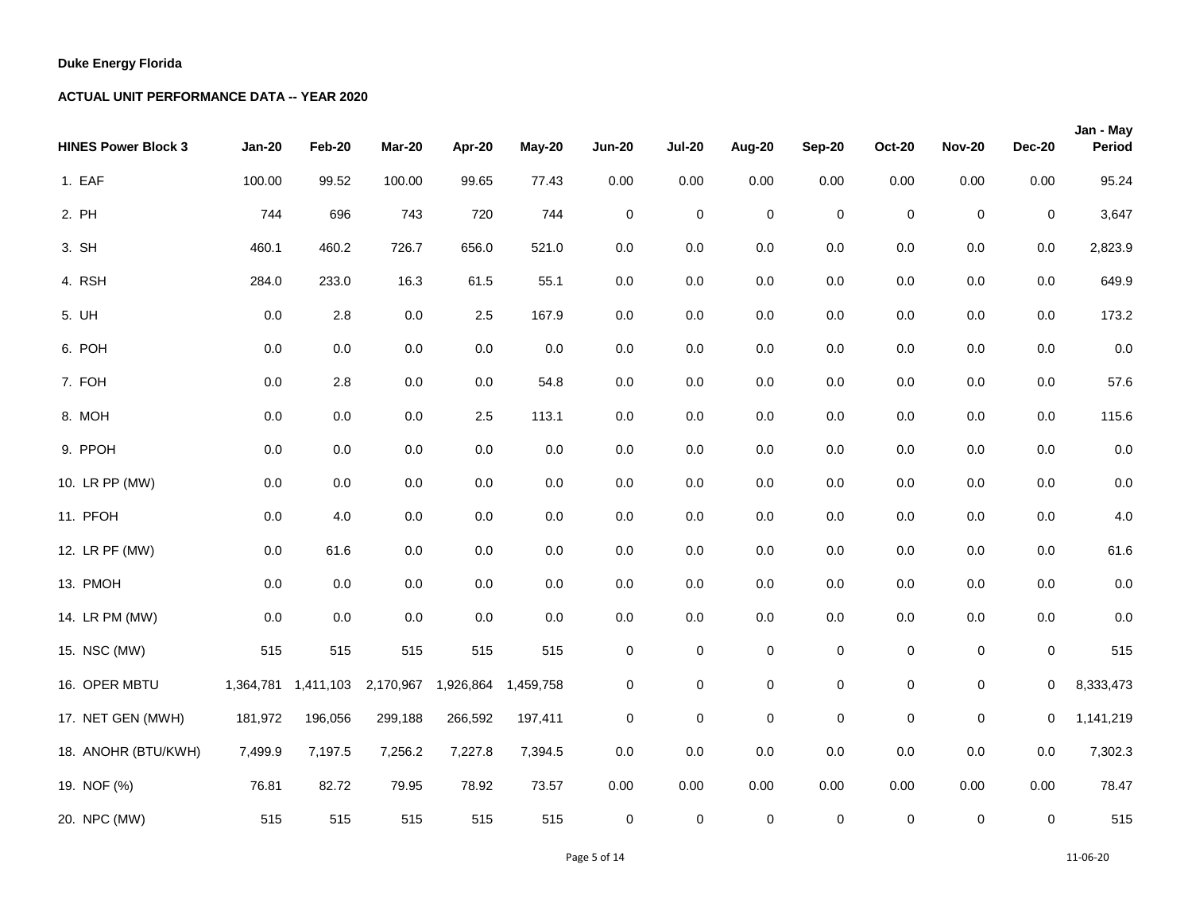**Duke Energy Florida**

**ACTUAL UNIT PERFORMANCE DATA -- YEAR 2020**

| HINES Power Block 3 | Jan-20 | Feb-20 | Mar-20 | Apr-20 | May-20 | Jun-20 | Jul-20 | Aug-20 | Sep-20 | Oct-20 | Nov-20 | Dec-20 | Jan - May Period |
|---|---|---|---|---|---|---|---|---|---|---|---|---|---|
| 1. EAF | 100.00 | 99.52 | 100.00 | 99.65 | 77.43 | 0.00 | 0.00 | 0.00 | 0.00 | 0.00 | 0.00 | 0.00 | 95.24 |
| 2. PH | 744 | 696 | 743 | 720 | 744 | 0 | 0 | 0 | 0 | 0 | 0 | 0 | 3,647 |
| 3. SH | 460.1 | 460.2 | 726.7 | 656.0 | 521.0 | 0.0 | 0.0 | 0.0 | 0.0 | 0.0 | 0.0 | 0.0 | 2,823.9 |
| 4. RSH | 284.0 | 233.0 | 16.3 | 61.5 | 55.1 | 0.0 | 0.0 | 0.0 | 0.0 | 0.0 | 0.0 | 0.0 | 649.9 |
| 5. UH | 0.0 | 2.8 | 0.0 | 2.5 | 167.9 | 0.0 | 0.0 | 0.0 | 0.0 | 0.0 | 0.0 | 0.0 | 173.2 |
| 6. POH | 0.0 | 0.0 | 0.0 | 0.0 | 0.0 | 0.0 | 0.0 | 0.0 | 0.0 | 0.0 | 0.0 | 0.0 | 0.0 |
| 7. FOH | 0.0 | 2.8 | 0.0 | 0.0 | 54.8 | 0.0 | 0.0 | 0.0 | 0.0 | 0.0 | 0.0 | 0.0 | 57.6 |
| 8. MOH | 0.0 | 0.0 | 0.0 | 2.5 | 113.1 | 0.0 | 0.0 | 0.0 | 0.0 | 0.0 | 0.0 | 0.0 | 115.6 |
| 9. PPOH | 0.0 | 0.0 | 0.0 | 0.0 | 0.0 | 0.0 | 0.0 | 0.0 | 0.0 | 0.0 | 0.0 | 0.0 | 0.0 |
| 10. LR PP (MW) | 0.0 | 0.0 | 0.0 | 0.0 | 0.0 | 0.0 | 0.0 | 0.0 | 0.0 | 0.0 | 0.0 | 0.0 | 0.0 |
| 11. PFOH | 0.0 | 4.0 | 0.0 | 0.0 | 0.0 | 0.0 | 0.0 | 0.0 | 0.0 | 0.0 | 0.0 | 0.0 | 4.0 |
| 12. LR PF (MW) | 0.0 | 61.6 | 0.0 | 0.0 | 0.0 | 0.0 | 0.0 | 0.0 | 0.0 | 0.0 | 0.0 | 0.0 | 61.6 |
| 13. PMOH | 0.0 | 0.0 | 0.0 | 0.0 | 0.0 | 0.0 | 0.0 | 0.0 | 0.0 | 0.0 | 0.0 | 0.0 | 0.0 |
| 14. LR PM (MW) | 0.0 | 0.0 | 0.0 | 0.0 | 0.0 | 0.0 | 0.0 | 0.0 | 0.0 | 0.0 | 0.0 | 0.0 | 0.0 |
| 15. NSC (MW) | 515 | 515 | 515 | 515 | 515 | 0 | 0 | 0 | 0 | 0 | 0 | 0 | 515 |
| 16. OPER MBTU | 1,364,781 | 1,411,103 | 2,170,967 | 1,926,864 | 1,459,758 | 0 | 0 | 0 | 0 | 0 | 0 | 0 | 8,333,473 |
| 17. NET GEN (MWH) | 181,972 | 196,056 | 299,188 | 266,592 | 197,411 | 0 | 0 | 0 | 0 | 0 | 0 | 0 | 1,141,219 |
| 18. ANOHR (BTU/KWH) | 7,499.9 | 7,197.5 | 7,256.2 | 7,227.8 | 7,394.5 | 0.0 | 0.0 | 0.0 | 0.0 | 0.0 | 0.0 | 0.0 | 7,302.3 |
| 19. NOF (%) | 76.81 | 82.72 | 79.95 | 78.92 | 73.57 | 0.00 | 0.00 | 0.00 | 0.00 | 0.00 | 0.00 | 0.00 | 78.47 |
| 20. NPC (MW) | 515 | 515 | 515 | 515 | 515 | 0 | 0 | 0 | 0 | 0 | 0 | 0 | 515 |

11-06-20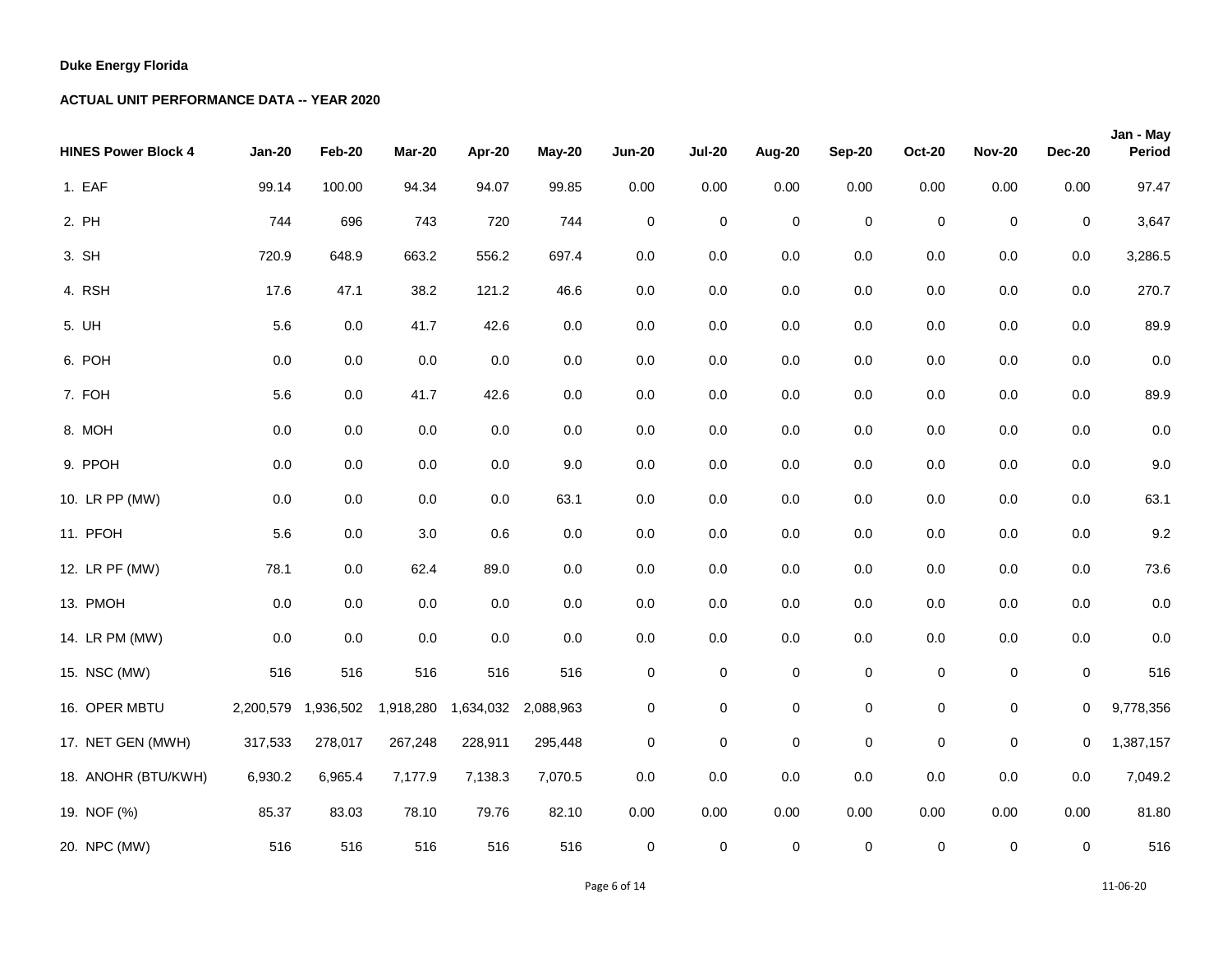**Duke Energy Florida**

**ACTUAL UNIT PERFORMANCE DATA -- YEAR 2020**

| HINES Power Block 4 | Jan-20 | Feb-20 | Mar-20 | Apr-20 | May-20 | Jun-20 | Jul-20 | Aug-20 | Sep-20 | Oct-20 | Nov-20 | Dec-20 | Jan - May Period |
|---|---|---|---|---|---|---|---|---|---|---|---|---|---|
| 1. EAF | 99.14 | 100.00 | 94.34 | 94.07 | 99.85 | 0.00 | 0.00 | 0.00 | 0.00 | 0.00 | 0.00 | 0.00 | 97.47 |
| 2. PH | 744 | 696 | 743 | 720 | 744 | 0 | 0 | 0 | 0 | 0 | 0 | 0 | 3,647 |
| 3. SH | 720.9 | 648.9 | 663.2 | 556.2 | 697.4 | 0.0 | 0.0 | 0.0 | 0.0 | 0.0 | 0.0 | 0.0 | 3,286.5 |
| 4. RSH | 17.6 | 47.1 | 38.2 | 121.2 | 46.6 | 0.0 | 0.0 | 0.0 | 0.0 | 0.0 | 0.0 | 0.0 | 270.7 |
| 5. UH | 5.6 | 0.0 | 41.7 | 42.6 | 0.0 | 0.0 | 0.0 | 0.0 | 0.0 | 0.0 | 0.0 | 0.0 | 89.9 |
| 6. POH | 0.0 | 0.0 | 0.0 | 0.0 | 0.0 | 0.0 | 0.0 | 0.0 | 0.0 | 0.0 | 0.0 | 0.0 | 0.0 |
| 7. FOH | 5.6 | 0.0 | 41.7 | 42.6 | 0.0 | 0.0 | 0.0 | 0.0 | 0.0 | 0.0 | 0.0 | 0.0 | 89.9 |
| 8. MOH | 0.0 | 0.0 | 0.0 | 0.0 | 0.0 | 0.0 | 0.0 | 0.0 | 0.0 | 0.0 | 0.0 | 0.0 | 0.0 |
| 9. PPOH | 0.0 | 0.0 | 0.0 | 0.0 | 9.0 | 0.0 | 0.0 | 0.0 | 0.0 | 0.0 | 0.0 | 0.0 | 9.0 |
| 10. LR PP (MW) | 0.0 | 0.0 | 0.0 | 0.0 | 63.1 | 0.0 | 0.0 | 0.0 | 0.0 | 0.0 | 0.0 | 0.0 | 63.1 |
| 11. PFOH | 5.6 | 0.0 | 3.0 | 0.6 | 0.0 | 0.0 | 0.0 | 0.0 | 0.0 | 0.0 | 0.0 | 0.0 | 9.2 |
| 12. LR PF (MW) | 78.1 | 0.0 | 62.4 | 89.0 | 0.0 | 0.0 | 0.0 | 0.0 | 0.0 | 0.0 | 0.0 | 0.0 | 73.6 |
| 13. PMOH | 0.0 | 0.0 | 0.0 | 0.0 | 0.0 | 0.0 | 0.0 | 0.0 | 0.0 | 0.0 | 0.0 | 0.0 | 0.0 |
| 14. LR PM (MW) | 0.0 | 0.0 | 0.0 | 0.0 | 0.0 | 0.0 | 0.0 | 0.0 | 0.0 | 0.0 | 0.0 | 0.0 | 0.0 |
| 15. NSC (MW) | 516 | 516 | 516 | 516 | 516 | 0 | 0 | 0 | 0 | 0 | 0 | 0 | 516 |
| 16. OPER MBTU | 2,200,579 | 1,936,502 | 1,918,280 | 1,634,032 | 2,088,963 | 0 | 0 | 0 | 0 | 0 | 0 | 0 | 9,778,356 |
| 17. NET GEN (MWH) | 317,533 | 278,017 | 267,248 | 228,911 | 295,448 | 0 | 0 | 0 | 0 | 0 | 0 | 0 | 1,387,157 |
| 18. ANOHR (BTU/KWH) | 6,930.2 | 6,965.4 | 7,177.9 | 7,138.3 | 7,070.5 | 0.0 | 0.0 | 0.0 | 0.0 | 0.0 | 0.0 | 0.0 | 7,049.2 |
| 19. NOF (%) | 85.37 | 83.03 | 78.10 | 79.76 | 82.10 | 0.00 | 0.00 | 0.00 | 0.00 | 0.00 | 0.00 | 0.00 | 81.80 |
| 20. NPC (MW) | 516 | 516 | 516 | 516 | 516 | 0 | 0 | 0 | 0 | 0 | 0 | 0 | 516 |

11-06-20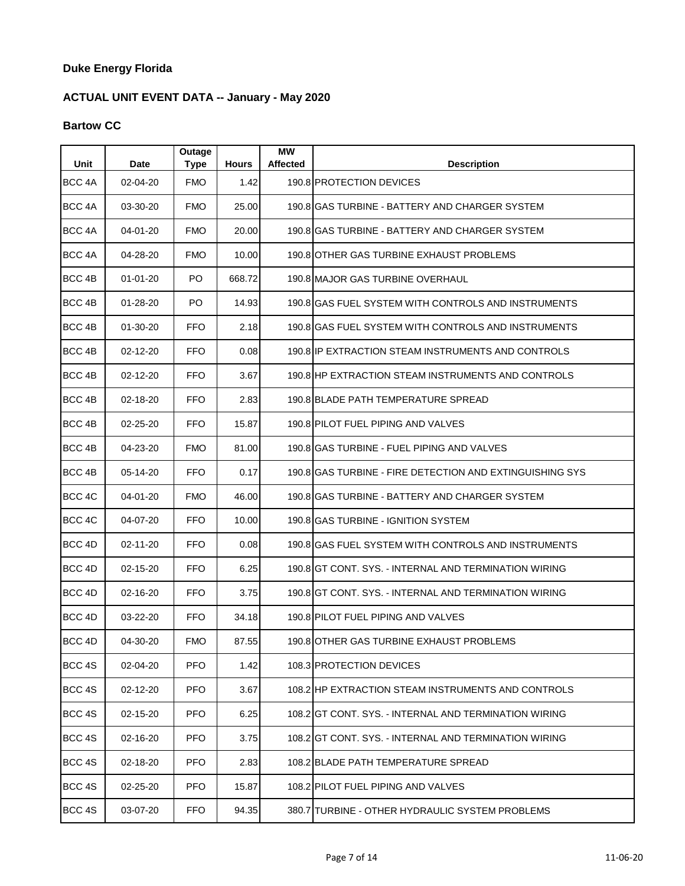**Duke Energy Florida**

**ACTUAL UNIT EVENT DATA -- January - May 2020**

**Bartow CC**

| Unit | Date | Outage Type | Hours | MW Affected | Description |
|---|---|---|---|---|---|
| BCC 4A | 02-04-20 | FMO | 1.42 | 190.8 | PROTECTION DEVICES |
| BCC 4A | 03-30-20 | FMO | 25.00 | 190.8 | GAS TURBINE - BATTERY AND CHARGER SYSTEM |
| BCC 4A | 04-01-20 | FMO | 20.00 | 190.8 | GAS TURBINE - BATTERY AND CHARGER SYSTEM |
| BCC 4A | 04-28-20 | FMO | 10.00 | 190.8 | OTHER GAS TURBINE EXHAUST PROBLEMS |
| BCC 4B | 01-01-20 | PO | 668.72 | 190.8 | MAJOR GAS TURBINE OVERHAUL |
| BCC 4B | 01-28-20 | PO | 14.93 | 190.8 | GAS FUEL SYSTEM WITH CONTROLS AND INSTRUMENTS |
| BCC 4B | 01-30-20 | FFO | 2.18 | 190.8 | GAS FUEL SYSTEM WITH CONTROLS AND INSTRUMENTS |
| BCC 4B | 02-12-20 | FFO | 0.08 | 190.8 | IP EXTRACTION STEAM INSTRUMENTS AND CONTROLS |
| BCC 4B | 02-12-20 | FFO | 3.67 | 190.8 | HP EXTRACTION STEAM INSTRUMENTS AND CONTROLS |
| BCC 4B | 02-18-20 | FFO | 2.83 | 190.8 | BLADE PATH TEMPERATURE SPREAD |
| BCC 4B | 02-25-20 | FFO | 15.87 | 190.8 | PILOT FUEL PIPING AND VALVES |
| BCC 4B | 04-23-20 | FMO | 81.00 | 190.8 | GAS TURBINE - FUEL PIPING AND VALVES |
| BCC 4B | 05-14-20 | FFO | 0.17 | 190.8 | GAS TURBINE - FIRE DETECTION AND EXTINGUISHING SYS |
| BCC 4C | 04-01-20 | FMO | 46.00 | 190.8 | GAS TURBINE - BATTERY AND CHARGER SYSTEM |
| BCC 4C | 04-07-20 | FFO | 10.00 | 190.8 | GAS TURBINE - IGNITION SYSTEM |
| BCC 4D | 02-11-20 | FFO | 0.08 | 190.8 | GAS FUEL SYSTEM WITH CONTROLS AND INSTRUMENTS |
| BCC 4D | 02-15-20 | FFO | 6.25 | 190.8 | GT CONT. SYS. - INTERNAL AND TERMINATION WIRING |
| BCC 4D | 02-16-20 | FFO | 3.75 | 190.8 | GT CONT. SYS. - INTERNAL AND TERMINATION WIRING |
| BCC 4D | 03-22-20 | FFO | 34.18 | 190.8 | PILOT FUEL PIPING AND VALVES |
| BCC 4D | 04-30-20 | FMO | 87.55 | 190.8 | OTHER GAS TURBINE EXHAUST PROBLEMS |
| BCC 4S | 02-04-20 | PFO | 1.42 | 108.3 | PROTECTION DEVICES |
| BCC 4S | 02-12-20 | PFO | 3.67 | 108.2 | HP EXTRACTION STEAM INSTRUMENTS AND CONTROLS |
| BCC 4S | 02-15-20 | PFO | 6.25 | 108.2 | GT CONT. SYS. - INTERNAL AND TERMINATION WIRING |
| BCC 4S | 02-16-20 | PFO | 3.75 | 108.2 | GT CONT. SYS. - INTERNAL AND TERMINATION WIRING |
| BCC 4S | 02-18-20 | PFO | 2.83 | 108.2 | BLADE PATH TEMPERATURE SPREAD |
| BCC 4S | 02-25-20 | PFO | 15.87 | 108.2 | PILOT FUEL PIPING AND VALVES |
| BCC 4S | 03-07-20 | FFO | 94.35 | 380.7 | TURBINE - OTHER HYDRAULIC SYSTEM PROBLEMS |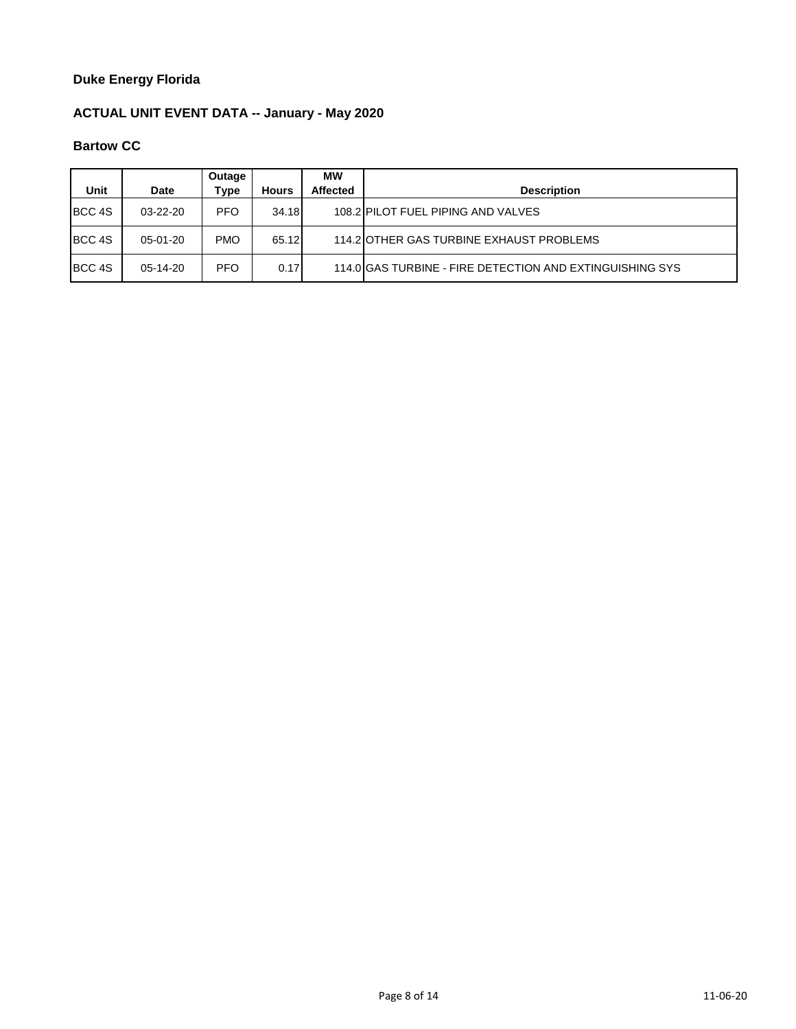**Duke Energy Florida**

**ACTUAL UNIT EVENT DATA -- January - May 2020**

**Bartow CC**

| Unit | Date | Outage Type | Hours | MW Affected | Description |
|---|---|---|---|---|---|
| BCC 4S | 03-22-20 | PFO | 34.18 | 108.2 | PILOT FUEL PIPING AND VALVES |
| BCC 4S | 05-01-20 | PMO | 65.12 | 114.2 | OTHER GAS TURBINE EXHAUST PROBLEMS |
| BCC 4S | 05-14-20 | PFO | 0.17 | 114.0 | GAS TURBINE - FIRE DETECTION AND EXTINGUISHING SYS |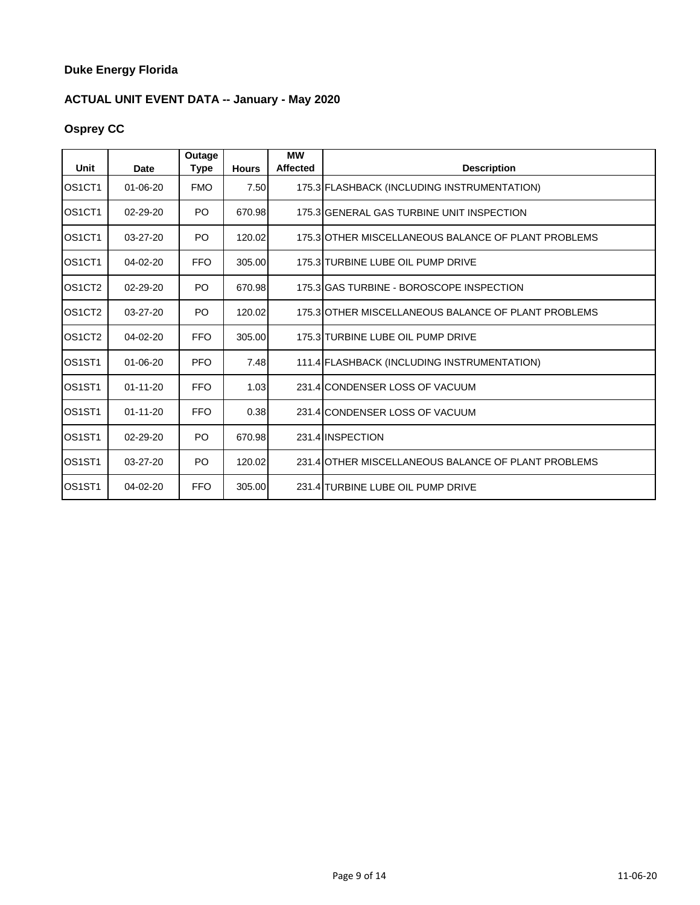**Duke Energy Florida**

**ACTUAL UNIT EVENT DATA -- January - May 2020**

**Osprey CC**

| Unit | Date | Outage Type | Hours | MW Affected | Description |
|---|---|---|---|---|---|
| OS1CT1 | 01-06-20 | FMO | 7.50 | 175.3 | FLASHBACK (INCLUDING INSTRUMENTATION) |
| OS1CT1 | 02-29-20 | PO | 670.98 | 175.3 | GENERAL GAS TURBINE UNIT INSPECTION |
| OS1CT1 | 03-27-20 | PO | 120.02 | 175.3 | OTHER MISCELLANEOUS BALANCE OF PLANT PROBLEMS |
| OS1CT1 | 04-02-20 | FFO | 305.00 | 175.3 | TURBINE LUBE OIL PUMP DRIVE |
| OS1CT2 | 02-29-20 | PO | 670.98 | 175.3 | GAS TURBINE - BOROSCOPE INSPECTION |
| OS1CT2 | 03-27-20 | PO | 120.02 | 175.3 | OTHER MISCELLANEOUS BALANCE OF PLANT PROBLEMS |
| OS1CT2 | 04-02-20 | FFO | 305.00 | 175.3 | TURBINE LUBE OIL PUMP DRIVE |
| OS1ST1 | 01-06-20 | PFO | 7.48 | 111.4 | FLASHBACK (INCLUDING INSTRUMENTATION) |
| OS1ST1 | 01-11-20 | FFO | 1.03 | 231.4 | CONDENSER LOSS OF VACUUM |
| OS1ST1 | 01-11-20 | FFO | 0.38 | 231.4 | CONDENSER LOSS OF VACUUM |
| OS1ST1 | 02-29-20 | PO | 670.98 | 231.4 | INSPECTION |
| OS1ST1 | 03-27-20 | PO | 120.02 | 231.4 | OTHER MISCELLANEOUS BALANCE OF PLANT PROBLEMS |
| OS1ST1 | 04-02-20 | FFO | 305.00 | 231.4 | TURBINE LUBE OIL PUMP DRIVE |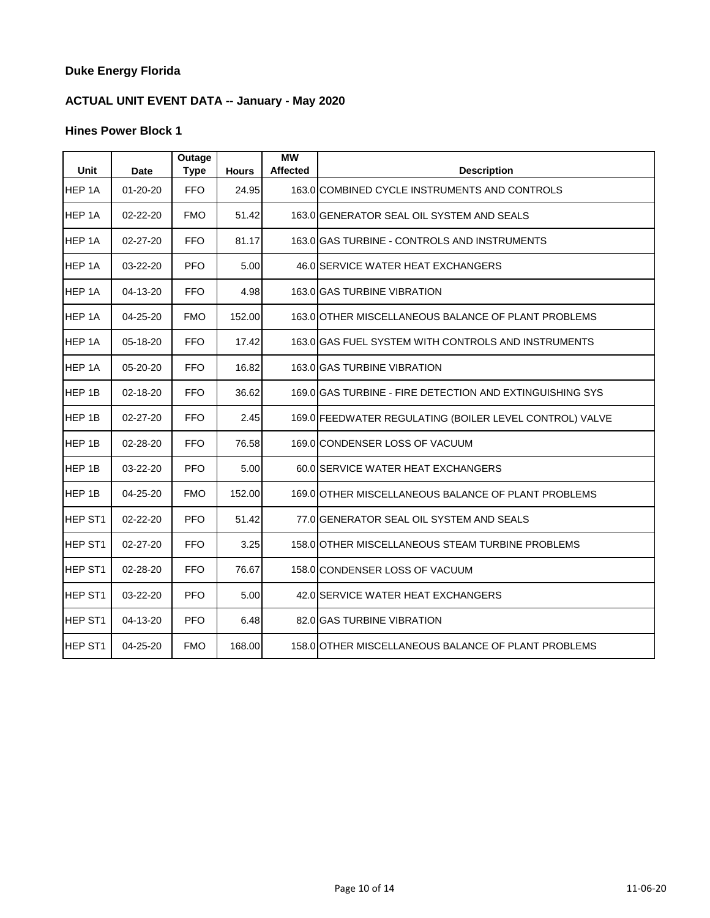**Duke Energy Florida**

**ACTUAL UNIT EVENT DATA -- January - May 2020**

**Hines Power Block 1**

| Unit | Date | Outage Type | Hours | MW Affected | Description |
|---|---|---|---|---|---|
| HEP 1A | 01-20-20 | FFO | 24.95 | 163.0 | COMBINED CYCLE INSTRUMENTS AND CONTROLS |
| HEP 1A | 02-22-20 | FMO | 51.42 | 163.0 | GENERATOR SEAL OIL SYSTEM AND SEALS |
| HEP 1A | 02-27-20 | FFO | 81.17 | 163.0 | GAS TURBINE - CONTROLS AND INSTRUMENTS |
| HEP 1A | 03-22-20 | PFO | 5.00 | 46.0 | SERVICE WATER HEAT EXCHANGERS |
| HEP 1A | 04-13-20 | FFO | 4.98 | 163.0 | GAS TURBINE VIBRATION |
| HEP 1A | 04-25-20 | FMO | 152.00 | 163.0 | OTHER MISCELLANEOUS BALANCE OF PLANT PROBLEMS |
| HEP 1A | 05-18-20 | FFO | 17.42 | 163.0 | GAS FUEL SYSTEM WITH CONTROLS AND INSTRUMENTS |
| HEP 1A | 05-20-20 | FFO | 16.82 | 163.0 | GAS TURBINE VIBRATION |
| HEP 1B | 02-18-20 | FFO | 36.62 | 169.0 | GAS TURBINE - FIRE DETECTION AND EXTINGUISHING SYS |
| HEP 1B | 02-27-20 | FFO | 2.45 | 169.0 | FEEDWATER REGULATING (BOILER LEVEL CONTROL) VALVE |
| HEP 1B | 02-28-20 | FFO | 76.58 | 169.0 | CONDENSER LOSS OF VACUUM |
| HEP 1B | 03-22-20 | PFO | 5.00 | 60.0 | SERVICE WATER HEAT EXCHANGERS |
| HEP 1B | 04-25-20 | FMO | 152.00 | 169.0 | OTHER MISCELLANEOUS BALANCE OF PLANT PROBLEMS |
| HEP ST1 | 02-22-20 | PFO | 51.42 | 77.0 | GENERATOR SEAL OIL SYSTEM AND SEALS |
| HEP ST1 | 02-27-20 | FFO | 3.25 | 158.0 | OTHER MISCELLANEOUS STEAM TURBINE PROBLEMS |
| HEP ST1 | 02-28-20 | FFO | 76.67 | 158.0 | CONDENSER LOSS OF VACUUM |
| HEP ST1 | 03-22-20 | PFO | 5.00 | 42.0 | SERVICE WATER HEAT EXCHANGERS |
| HEP ST1 | 04-13-20 | PFO | 6.48 | 82.0 | GAS TURBINE VIBRATION |
| HEP ST1 | 04-25-20 | FMO | 168.00 | 158.0 | OTHER MISCELLANEOUS BALANCE OF PLANT PROBLEMS |

11-06-20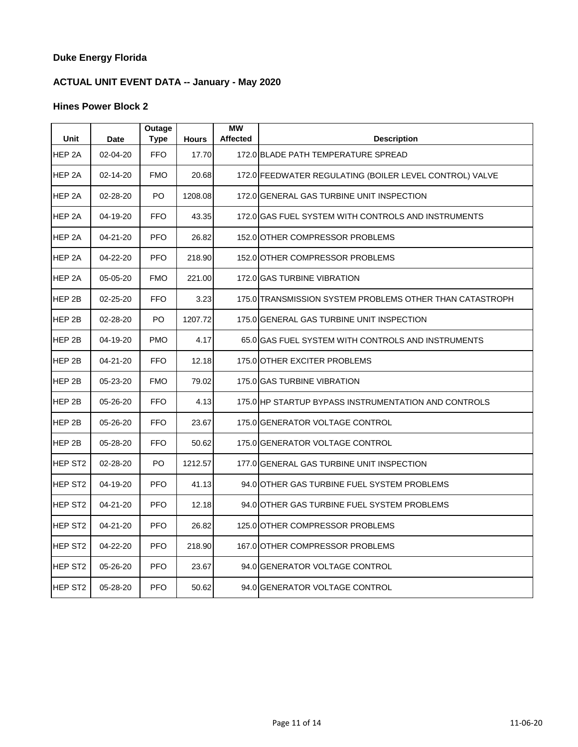**Duke Energy Florida**

**ACTUAL UNIT EVENT DATA -- January - May 2020**

**Hines Power Block 2**

| Unit | Date | Outage Type | Hours | MW Affected | Description |
|---|---|---|---|---|---|
| HEP 2A | 02-04-20 | FFO | 17.70 | 172.0 | BLADE PATH TEMPERATURE SPREAD |
| HEP 2A | 02-14-20 | FMO | 20.68 | 172.0 | FEEDWATER REGULATING (BOILER LEVEL CONTROL) VALVE |
| HEP 2A | 02-28-20 | PO | 1208.08 | 172.0 | GENERAL GAS TURBINE UNIT INSPECTION |
| HEP 2A | 04-19-20 | FFO | 43.35 | 172.0 | GAS FUEL SYSTEM WITH CONTROLS AND INSTRUMENTS |
| HEP 2A | 04-21-20 | PFO | 26.82 | 152.0 | OTHER COMPRESSOR PROBLEMS |
| HEP 2A | 04-22-20 | PFO | 218.90 | 152.0 | OTHER COMPRESSOR PROBLEMS |
| HEP 2A | 05-05-20 | FMO | 221.00 | 172.0 | GAS TURBINE VIBRATION |
| HEP 2B | 02-25-20 | FFO | 3.23 | 175.0 | TRANSMISSION SYSTEM PROBLEMS OTHER THAN CATASTROPH |
| HEP 2B | 02-28-20 | PO | 1207.72 | 175.0 | GENERAL GAS TURBINE UNIT INSPECTION |
| HEP 2B | 04-19-20 | PMO | 4.17 | 65.0 | GAS FUEL SYSTEM WITH CONTROLS AND INSTRUMENTS |
| HEP 2B | 04-21-20 | FFO | 12.18 | 175.0 | OTHER EXCITER PROBLEMS |
| HEP 2B | 05-23-20 | FMO | 79.02 | 175.0 | GAS TURBINE VIBRATION |
| HEP 2B | 05-26-20 | FFO | 4.13 | 175.0 | HP STARTUP BYPASS INSTRUMENTATION AND CONTROLS |
| HEP 2B | 05-26-20 | FFO | 23.67 | 175.0 | GENERATOR VOLTAGE CONTROL |
| HEP 2B | 05-28-20 | FFO | 50.62 | 175.0 | GENERATOR VOLTAGE CONTROL |
| HEP ST2 | 02-28-20 | PO | 1212.57 | 177.0 | GENERAL GAS TURBINE UNIT INSPECTION |
| HEP ST2 | 04-19-20 | PFO | 41.13 | 94.0 | OTHER GAS TURBINE FUEL SYSTEM PROBLEMS |
| HEP ST2 | 04-21-20 | PFO | 12.18 | 94.0 | OTHER GAS TURBINE FUEL SYSTEM PROBLEMS |
| HEP ST2 | 04-21-20 | PFO | 26.82 | 125.0 | OTHER COMPRESSOR PROBLEMS |
| HEP ST2 | 04-22-20 | PFO | 218.90 | 167.0 | OTHER COMPRESSOR PROBLEMS |
| HEP ST2 | 05-26-20 | PFO | 23.67 | 94.0 | GENERATOR VOLTAGE CONTROL |
| HEP ST2 | 05-28-20 | PFO | 50.62 | 94.0 | GENERATOR VOLTAGE CONTROL |

11-06-20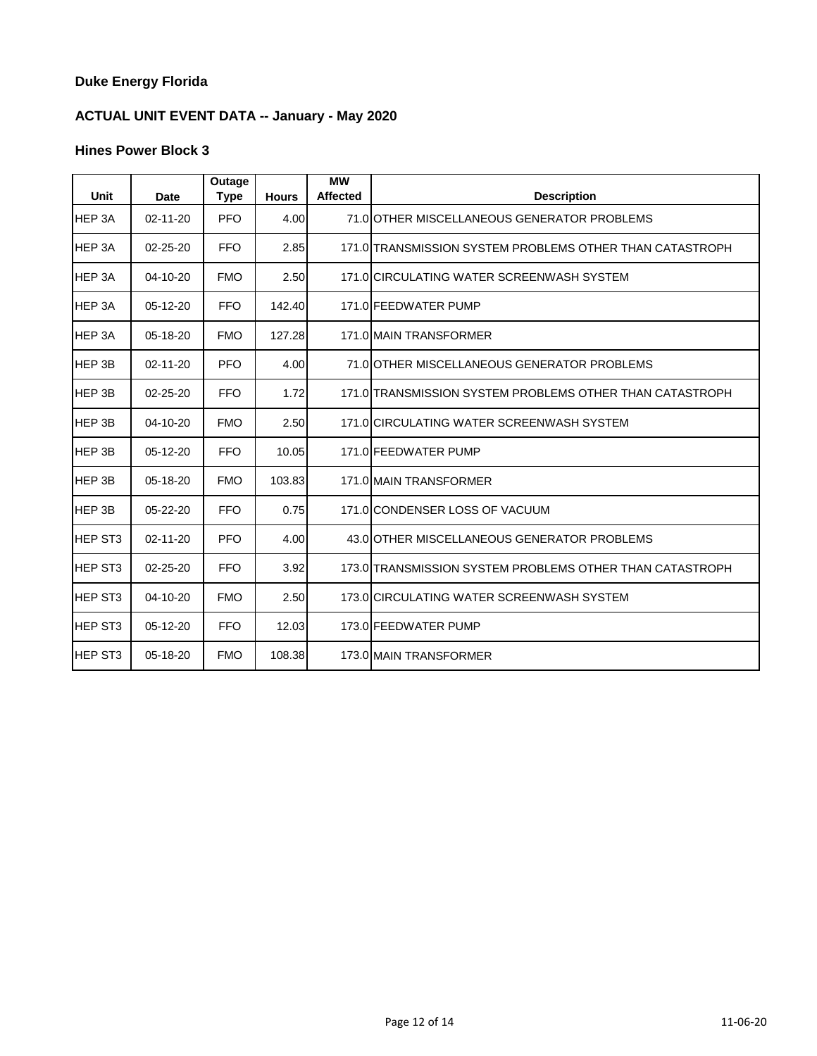**Duke Energy Florida**

**ACTUAL UNIT EVENT DATA -- January - May 2020**

**Hines Power Block 3**

| Unit | Date | Outage Type | Hours | MW Affected | Description |
|---|---|---|---|---|---|
| HEP 3A | 02-11-20 | PFO | 4.00 | 71.0 | OTHER MISCELLANEOUS GENERATOR PROBLEMS |
| HEP 3A | 02-25-20 | FFO | 2.85 | 171.0 | TRANSMISSION SYSTEM PROBLEMS OTHER THAN CATASTROPH |
| HEP 3A | 04-10-20 | FMO | 2.50 | 171.0 | CIRCULATING WATER SCREENWASH SYSTEM |
| HEP 3A | 05-12-20 | FFO | 142.40 | 171.0 | FEEDWATER PUMP |
| HEP 3A | 05-18-20 | FMO | 127.28 | 171.0 | MAIN TRANSFORMER |
| HEP 3B | 02-11-20 | PFO | 4.00 | 71.0 | OTHER MISCELLANEOUS GENERATOR PROBLEMS |
| HEP 3B | 02-25-20 | FFO | 1.72 | 171.0 | TRANSMISSION SYSTEM PROBLEMS OTHER THAN CATASTROPH |
| HEP 3B | 04-10-20 | FMO | 2.50 | 171.0 | CIRCULATING WATER SCREENWASH SYSTEM |
| HEP 3B | 05-12-20 | FFO | 10.05 | 171.0 | FEEDWATER PUMP |
| HEP 3B | 05-18-20 | FMO | 103.83 | 171.0 | MAIN TRANSFORMER |
| HEP 3B | 05-22-20 | FFO | 0.75 | 171.0 | CONDENSER LOSS OF VACUUM |
| HEP ST3 | 02-11-20 | PFO | 4.00 | 43.0 | OTHER MISCELLANEOUS GENERATOR PROBLEMS |
| HEP ST3 | 02-25-20 | FFO | 3.92 | 173.0 | TRANSMISSION SYSTEM PROBLEMS OTHER THAN CATASTROPH |
| HEP ST3 | 04-10-20 | FMO | 2.50 | 173.0 | CIRCULATING WATER SCREENWASH SYSTEM |
| HEP ST3 | 05-12-20 | FFO | 12.03 | 173.0 | FEEDWATER PUMP |
| HEP ST3 | 05-18-20 | FMO | 108.38 | 173.0 | MAIN TRANSFORMER |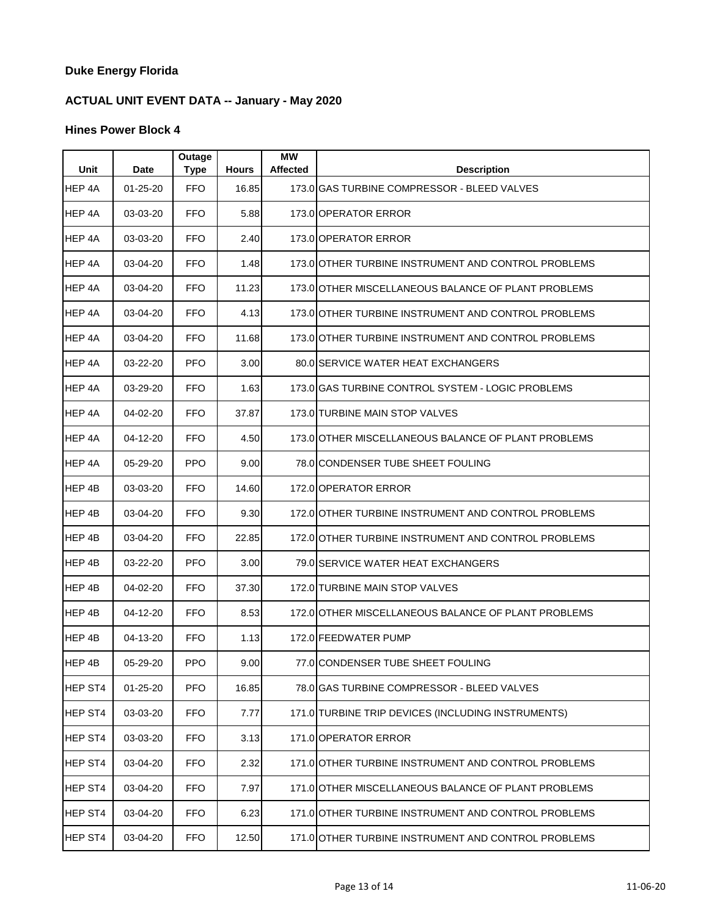**Duke Energy Florida**

**ACTUAL UNIT EVENT DATA -- January - May 2020**

**Hines Power Block 4**

| Unit | Date | Outage Type | Hours | MW Affected | Description |
|---|---|---|---|---|---|
| HEP 4A | 01-25-20 | FFO | 16.85 | 173.0 | GAS TURBINE COMPRESSOR - BLEED VALVES |
| HEP 4A | 03-03-20 | FFO | 5.88 | 173.0 | OPERATOR ERROR |
| HEP 4A | 03-03-20 | FFO | 2.40 | 173.0 | OPERATOR ERROR |
| HEP 4A | 03-04-20 | FFO | 1.48 | 173.0 | OTHER TURBINE INSTRUMENT AND CONTROL PROBLEMS |
| HEP 4A | 03-04-20 | FFO | 11.23 | 173.0 | OTHER MISCELLANEOUS BALANCE OF PLANT PROBLEMS |
| HEP 4A | 03-04-20 | FFO | 4.13 | 173.0 | OTHER TURBINE INSTRUMENT AND CONTROL PROBLEMS |
| HEP 4A | 03-04-20 | FFO | 11.68 | 173.0 | OTHER TURBINE INSTRUMENT AND CONTROL PROBLEMS |
| HEP 4A | 03-22-20 | PFO | 3.00 | 80.0 | SERVICE WATER HEAT EXCHANGERS |
| HEP 4A | 03-29-20 | FFO | 1.63 | 173.0 | GAS TURBINE CONTROL SYSTEM - LOGIC PROBLEMS |
| HEP 4A | 04-02-20 | FFO | 37.87 | 173.0 | TURBINE MAIN STOP VALVES |
| HEP 4A | 04-12-20 | FFO | 4.50 | 173.0 | OTHER MISCELLANEOUS BALANCE OF PLANT PROBLEMS |
| HEP 4A | 05-29-20 | PPO | 9.00 | 78.0 | CONDENSER TUBE SHEET FOULING |
| HEP 4B | 03-03-20 | FFO | 14.60 | 172.0 | OPERATOR ERROR |
| HEP 4B | 03-04-20 | FFO | 9.30 | 172.0 | OTHER TURBINE INSTRUMENT AND CONTROL PROBLEMS |
| HEP 4B | 03-04-20 | FFO | 22.85 | 172.0 | OTHER TURBINE INSTRUMENT AND CONTROL PROBLEMS |
| HEP 4B | 03-22-20 | PFO | 3.00 | 79.0 | SERVICE WATER HEAT EXCHANGERS |
| HEP 4B | 04-02-20 | FFO | 37.30 | 172.0 | TURBINE MAIN STOP VALVES |
| HEP 4B | 04-12-20 | FFO | 8.53 | 172.0 | OTHER MISCELLANEOUS BALANCE OF PLANT PROBLEMS |
| HEP 4B | 04-13-20 | FFO | 1.13 | 172.0 | FEEDWATER PUMP |
| HEP 4B | 05-29-20 | PPO | 9.00 | 77.0 | CONDENSER TUBE SHEET FOULING |
| HEP ST4 | 01-25-20 | PFO | 16.85 | 78.0 | GAS TURBINE COMPRESSOR - BLEED VALVES |
| HEP ST4 | 03-03-20 | FFO | 7.77 | 171.0 | TURBINE TRIP DEVICES (INCLUDING INSTRUMENTS) |
| HEP ST4 | 03-03-20 | FFO | 3.13 | 171.0 | OPERATOR ERROR |
| HEP ST4 | 03-04-20 | FFO | 2.32 | 171.0 | OTHER TURBINE INSTRUMENT AND CONTROL PROBLEMS |
| HEP ST4 | 03-04-20 | FFO | 7.97 | 171.0 | OTHER MISCELLANEOUS BALANCE OF PLANT PROBLEMS |
| HEP ST4 | 03-04-20 | FFO | 6.23 | 171.0 | OTHER TURBINE INSTRUMENT AND CONTROL PROBLEMS |
| HEP ST4 | 03-04-20 | FFO | 12.50 | 171.0 | OTHER TURBINE INSTRUMENT AND CONTROL PROBLEMS |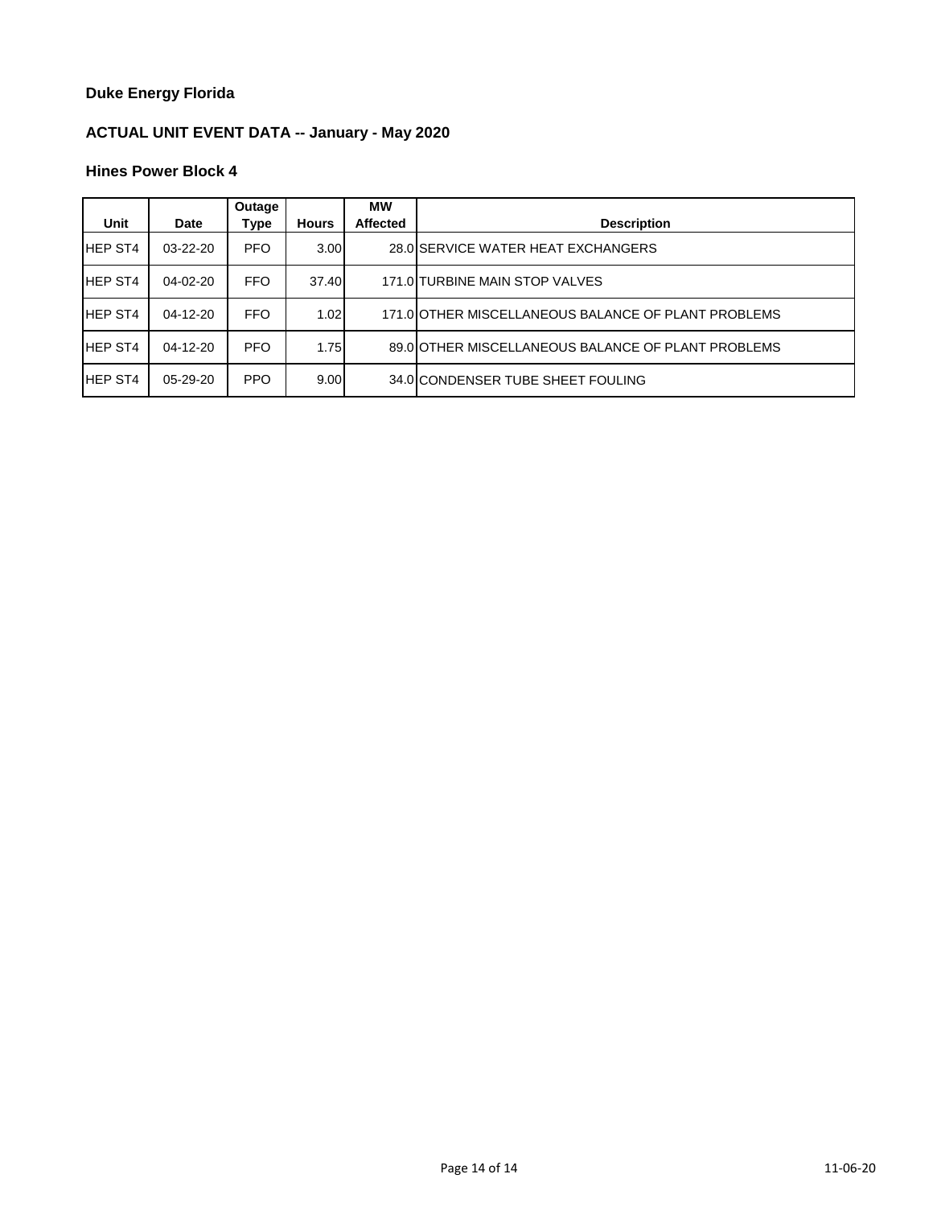**Duke Energy Florida**

**ACTUAL UNIT EVENT DATA -- January - May 2020**

**Hines Power Block 4**

| Unit | Date | Outage Type | Hours | MW Affected | Description |
|---|---|---|---|---|---|
| HEP ST4 | 03-22-20 | PFO | 3.00 | 28.0 | SERVICE WATER HEAT EXCHANGERS |
| HEP ST4 | 04-02-20 | FFO | 37.40 | 171.0 | TURBINE MAIN STOP VALVES |
| HEP ST4 | 04-12-20 | FFO | 1.02 | 171.0 | OTHER MISCELLANEOUS BALANCE OF PLANT PROBLEMS |
| HEP ST4 | 04-12-20 | PFO | 1.75 | 89.0 | OTHER MISCELLANEOUS BALANCE OF PLANT PROBLEMS |
| HEP ST4 | 05-29-20 | PPO | 9.00 | 34.0 | CONDENSER TUBE SHEET FOULING |